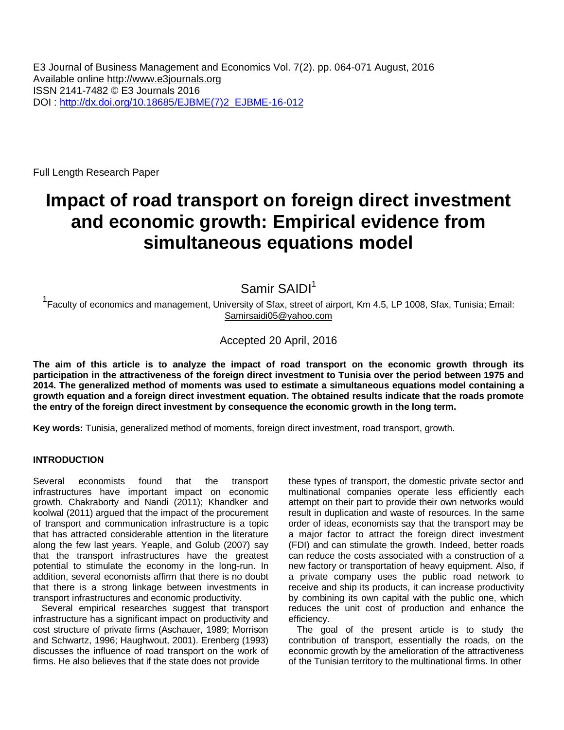E3 Journal of Business Management and Economics Vol. 7(2). pp. 064-071 August, 2016
Available online http://www.e3journals.org
ISSN 2141-7482 © E3 Journals 2016
DOI : http://dx.doi.org/10.18685/EJBME(7)2_EJBME-16-012

Full Length Research Paper

# Impact of road transport on foreign direct investment and economic growth: Empirical evidence from simultaneous equations model

Samir SAIDI[1]

[1]Faculty of economics and management, University of Sfax, street of airport, Km 4.5, LP 1008, Sfax, Tunisia; Email: Samirsaidi05@yahoo.com

Accepted 20 April, 2016

**The aim of this article is to analyze the impact of road transport on the economic growth through its participation in the attractiveness of the foreign direct investment to Tunisia over the period between 1975 and 2014. The generalized method of moments was used to estimate a simultaneous equations model containing a growth equation and a foreign direct investment equation. The obtained results indicate that the roads promote the entry of the foreign direct investment by consequence the economic growth in the long term.**

**Key words:** Tunisia, generalized method of moments, foreign direct investment, road transport, growth.

## INTRODUCTION

Several economists found that the transport infrastructures have important impact on economic growth. Chakraborty and Nandi (2011); Khandker and koolwal (2011) argued that the impact of the procurement of transport and communication infrastructure is a topic that has attracted considerable attention in the literature along the few last years. Yeaple, and Golub (2007) say that the transport infrastructures have the greatest potential to stimulate the economy in the long-run. In addition, several economists affirm that there is no doubt that there is a strong linkage between investments in transport infrastructures and economic productivity.

Several empirical researches suggest that transport infrastructure has a significant impact on productivity and cost structure of private firms (Aschauer, 1989; Morrison and Schwartz, 1996; Haughwout, 2001). Erenberg (1993) discusses the influence of road transport on the work of firms. He also believes that if the state does not provide these types of transport, the domestic private sector and multinational companies operate less efficiently each attempt on their part to provide their own networks would result in duplication and waste of resources. In the same order of ideas, economists say that the transport may be a major factor to attract the foreign direct investment (FDI) and can stimulate the growth. Indeed, better roads can reduce the costs associated with a construction of a new factory or transportation of heavy equipment. Also, if a private company uses the public road network to receive and ship its products, it can increase productivity by combining its own capital with the public one, which reduces the unit cost of production and enhance the efficiency.

The goal of the present article is to study the contribution of transport, essentially the roads, on the economic growth by the amelioration of the attractiveness of the Tunisian territory to the multinational firms. In other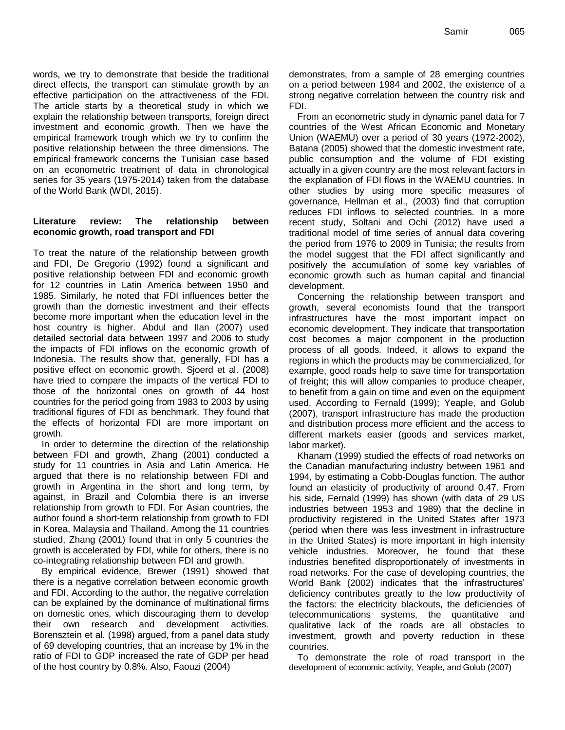words, we try to demonstrate that beside the traditional direct effects, the transport can stimulate growth by an effective participation on the attractiveness of the FDI. The article starts by a theoretical study in which we explain the relationship between transports, foreign direct investment and economic growth. Then we have the empirical framework trough which we try to confirm the positive relationship between the three dimensions. The empirical framework concerns the Tunisian case based on an econometric treatment of data in chronological series for 35 years (1975-2014) taken from the database of the World Bank (WDI, 2015).

## Literature review: The relationship between economic growth, road transport and FDI

To treat the nature of the relationship between growth and FDI, De Gregorio (1992) found a significant and positive relationship between FDI and economic growth for 12 countries in Latin America between 1950 and 1985. Similarly, he noted that FDI influences better the growth than the domestic investment and their effects become more important when the education level in the host country is higher. Abdul and Ilan (2007) used detailed sectorial data between 1997 and 2006 to study the impacts of FDI inflows on the economic growth of Indonesia. The results show that, generally, FDI has a positive effect on economic growth. Sjoerd et al. (2008) have tried to compare the impacts of the vertical FDI to those of the horizontal ones on growth of 44 host countries for the period going from 1983 to 2003 by using traditional figures of FDI as benchmark. They found that the effects of horizontal FDI are more important on growth.

In order to determine the direction of the relationship between FDI and growth, Zhang (2001) conducted a study for 11 countries in Asia and Latin America. He argued that there is no relationship between FDI and growth in Argentina in the short and long term, by against, in Brazil and Colombia there is an inverse relationship from growth to FDI. For Asian countries, the author found a short-term relationship from growth to FDI in Korea, Malaysia and Thailand. Among the 11 countries studied, Zhang (2001) found that in only 5 countries the growth is accelerated by FDI, while for others, there is no co-integrating relationship between FDI and growth.

By empirical evidence, Brewer (1991) showed that there is a negative correlation between economic growth and FDI. According to the author, the negative correlation can be explained by the dominance of multinational firms on domestic ones, which discouraging them to develop their own research and development activities. Borensztein et al. (1998) argued, from a panel data study of 69 developing countries, that an increase by 1% in the ratio of FDI to GDP increased the rate of GDP per head of the host country by 0.8%. Also, Faouzi (2004) demonstrates, from a sample of 28 emerging countries on a period between 1984 and 2002, the existence of a strong negative correlation between the country risk and FDI.

From an econometric study in dynamic panel data for 7 countries of the West African Economic and Monetary Union (WAEMU) over a period of 30 years (1972-2002), Batana (2005) showed that the domestic investment rate, public consumption and the volume of FDI existing actually in a given country are the most relevant factors in the explanation of FDI flows in the WAEMU countries. In other studies by using more specific measures of governance, Hellman et al., (2003) find that corruption reduces FDI inflows to selected countries. In a more recent study, Soltani and Ochi (2012) have used a traditional model of time series of annual data covering the period from 1976 to 2009 in Tunisia; the results from the model suggest that the FDI affect significantly and positively the accumulation of some key variables of economic growth such as human capital and financial development.

Concerning the relationship between transport and growth, several economists found that the transport infrastructures have the most important impact on economic development. They indicate that transportation cost becomes a major component in the production process of all goods. Indeed, it allows to expand the regions in which the products may be commercialized, for example, good roads help to save time for transportation of freight; this will allow companies to produce cheaper, to benefit from a gain on time and even on the equipment used. According to Fernald (1999); Yeaple, and Golub (2007), transport infrastructure has made the production and distribution process more efficient and the access to different markets easier (goods and services market, labor market).

Khanam (1999) studied the effects of road networks on the Canadian manufacturing industry between 1961 and 1994, by estimating a Cobb-Douglas function. The author found an elasticity of productivity of around 0.47. From his side, Fernald (1999) has shown (with data of 29 US industries between 1953 and 1989) that the decline in productivity registered in the United States after 1973 (period when there was less investment in infrastructure in the United States) is more important in high intensity vehicle industries. Moreover, he found that these industries benefited disproportionately of investments in road networks. For the case of developing countries, the World Bank (2002) indicates that the infrastructures' deficiency contributes greatly to the low productivity of the factors: the electricity blackouts, the deficiencies of telecommunications systems, the quantitative and qualitative lack of the roads are all obstacles to investment, growth and poverty reduction in these countries.

To demonstrate the role of road transport in the development of economic activity, Yeaple, and Golub (2007)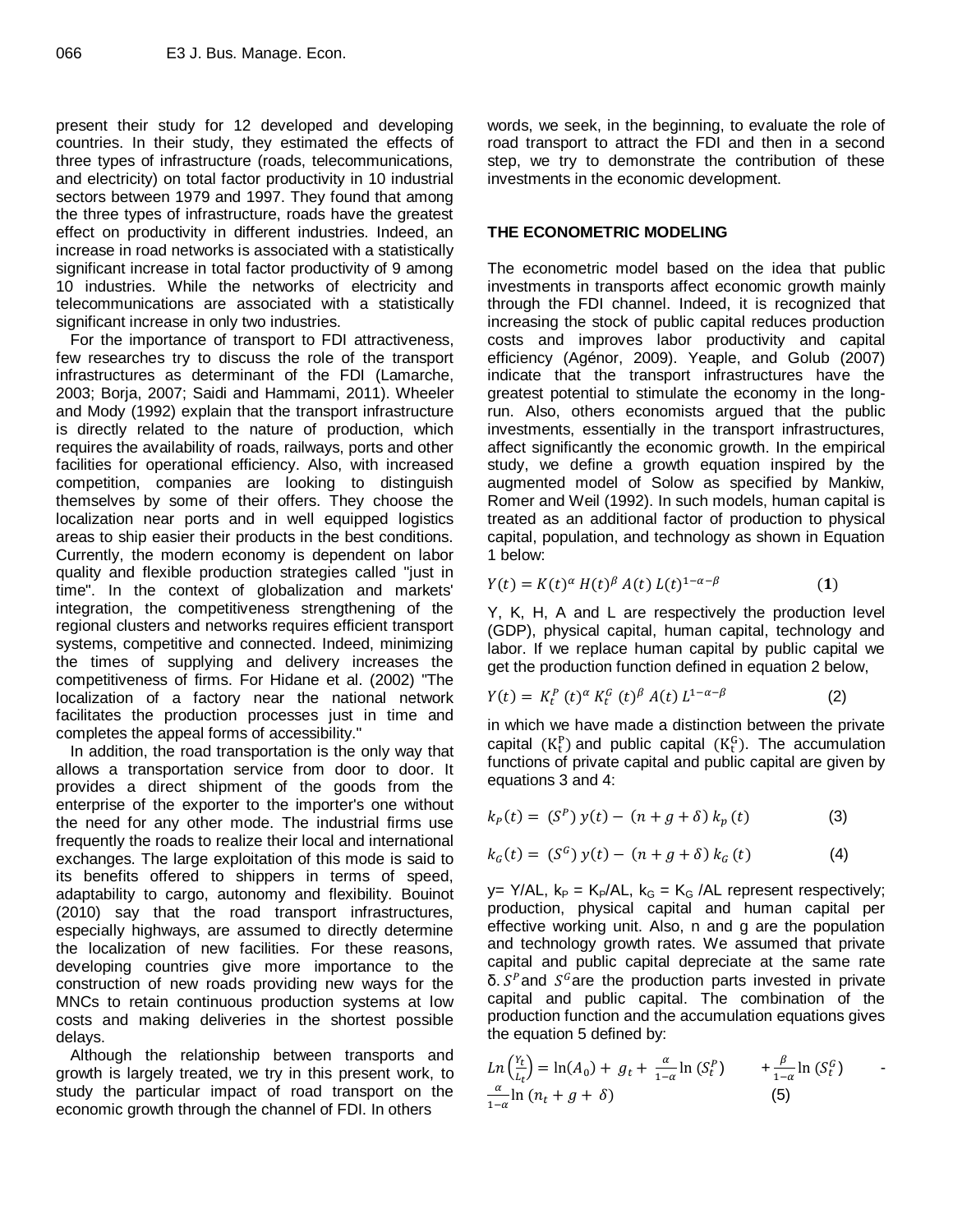present their study for 12 developed and developing countries. In their study, they estimated the effects of three types of infrastructure (roads, telecommunications, and electricity) on total factor productivity in 10 industrial sectors between 1979 and 1997. They found that among the three types of infrastructure, roads have the greatest effect on productivity in different industries. Indeed, an increase in road networks is associated with a statistically significant increase in total factor productivity of 9 among 10 industries. While the networks of electricity and telecommunications are associated with a statistically significant increase in only two industries.

For the importance of transport to FDI attractiveness, few researches try to discuss the role of the transport infrastructures as determinant of the FDI (Lamarche, 2003; Borja, 2007; Saidi and Hammami, 2011). Wheeler and Mody (1992) explain that the transport infrastructure is directly related to the nature of production, which requires the availability of roads, railways, ports and other facilities for operational efficiency. Also, with increased competition, companies are looking to distinguish themselves by some of their offers. They choose the localization near ports and in well equipped logistics areas to ship easier their products in the best conditions. Currently, the modern economy is dependent on labor quality and flexible production strategies called "just in time". In the context of globalization and markets' integration, the competitiveness strengthening of the regional clusters and networks requires efficient transport systems, competitive and connected. Indeed, minimizing the times of supplying and delivery increases the competitiveness of firms. For Hidane et al. (2002) "The localization of a factory near the national network facilitates the production processes just in time and completes the appeal forms of accessibility."

In addition, the road transportation is the only way that allows a transportation service from door to door. It provides a direct shipment of the goods from the enterprise of the exporter to the importer's one without the need for any other mode. The industrial firms use frequently the roads to realize their local and international exchanges. The large exploitation of this mode is said to its benefits offered to shippers in terms of speed, adaptability to cargo, autonomy and flexibility. Bouinot (2010) say that the road transport infrastructures, especially highways, are assumed to directly determine the localization of new facilities. For these reasons, developing countries give more importance to the construction of new roads providing new ways for the MNCs to retain continuous production systems at low costs and making deliveries in the shortest possible delays.

Although the relationship between transports and growth is largely treated, we try in this present work, to study the particular impact of road transport on the economic growth through the channel of FDI. In others words, we seek, in the beginning, to evaluate the role of road transport to attract the FDI and then in a second step, we try to demonstrate the contribution of these investments in the economic development.

## THE ECONOMETRIC MODELING

The econometric model based on the idea that public investments in transports affect economic growth mainly through the FDI channel. Indeed, it is recognized that increasing the stock of public capital reduces production costs and improves labor productivity and capital efficiency (Agénor, 2009). Yeaple, and Golub (2007) indicate that the transport infrastructures have the greatest potential to stimulate the economy in the long-run. Also, others economists argued that the public investments, essentially in the transport infrastructures, affect significantly the economic growth. In the empirical study, we define a growth equation inspired by the augmented model of Solow as specified by Mankiw, Romer and Weil (1992). In such models, human capital is treated as an additional factor of production to physical capital, population, and technology as shown in Equation 1 below:

$$Y(t) = K(t)^{\alpha} H(t)^{\beta} A(t) L(t)^{1-\alpha-\beta} \qquad (\mathbf{1})$$

Y, K, H, A and L are respectively the production level (GDP), physical capital, human capital, technology and labor. If we replace human capital by public capital we get the production function defined in equation 2 below,

$$Y(t) = K_t^P(t)^{\alpha} K_t^G(t)^{\beta} A(t) L^{1-\alpha-\beta} \qquad (2)$$

in which we have made a distinction between the private capital ($K_t^P$) and public capital ($K_t^G$). The accumulation functions of private capital and public capital are given by equations 3 and 4:

$$k_P(t) = (S^P)\, y(t) - (n + g + \delta)\, k_p(t) \qquad (3)$$

$$k_G(t) = (S^G)\, y(t) - (n + g + \delta)\, k_G(t) \qquad (4)$$

y= Y/AL, $k_P = K_P/AL$, $k_G = K_G/AL$ represent respectively; production, physical capital and human capital per effective working unit. Also, n and g are the population and technology growth rates. We assumed that private capital and public capital depreciate at the same rate δ. $S^P$ and $S^G$ are the production parts invested in private capital and public capital. The combination of the production function and the accumulation equations gives the equation 5 defined by:

$$Ln\left(\frac{Y_t}{L_t}\right) = \ln(A_0) + g_t + \frac{\alpha}{1-\alpha}\ln(S_t^P) + \frac{\beta}{1-\alpha}\ln(S_t^G) - \frac{\alpha}{1-\alpha}\ln(n_t + g + \delta) \qquad (5)$$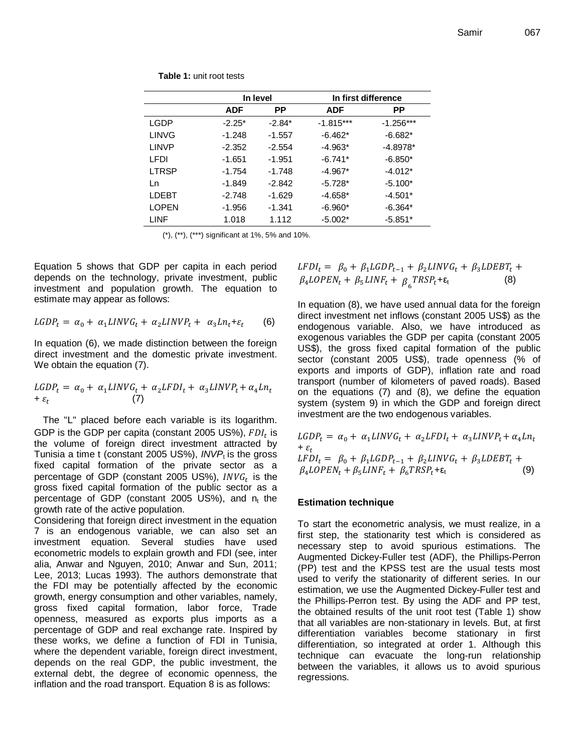**Table 1:** unit root tests

| | In level | | In first difference | |
|---|---|---|---|---|
| | ADF | PP | ADF | PP |
| LGDP | -2.25* | -2.84* | -1.815*** | -1.256*** |
| LINVG | -1.248 | -1.557 | -6.462* | -6.682* |
| LINVP | -2.352 | -2.554 | -4.963* | -4.8978* |
| LFDI | -1.651 | -1.951 | -6.741* | -6.850* |
| LTRSP | -1.754 | -1.748 | -4.967* | -4.012* |
| Ln | -1.849 | -2.842 | -5.728* | -5.100* |
| LDEBT | -2.748 | -1.629 | -4.658* | -4.501* |
| LOPEN | -1.956 | -1.341 | -6.960* | -6.364* |
| LINF | 1.018 | 1.112 | -5.002* | -5.851* |

(*), (**), (***) significant at 1%, 5% and 10%.

Equation 5 shows that GDP per capita in each period depends on the technology, private investment, public investment and population growth. The equation to estimate may appear as follows:

$$LGDP_t = \alpha_0 + \alpha_1 LINVG_t + \alpha_2 LINVP_t + \alpha_3 Ln_t + \varepsilon_t \qquad (6)$$

In equation (6), we made distinction between the foreign direct investment and the domestic private investment. We obtain the equation (7).

$$LGDP_t = \alpha_0 + \alpha_1 LINVG_t + \alpha_2 LFDI_t + \alpha_3 LINVP_t + \alpha_4 Ln_t + \varepsilon_t \qquad (7)$$

The "L" placed before each variable is its logarithm. GDP is the GDP per capita (constant 2005 US%), $FDI_t$ is the volume of foreign direct investment attracted by Tunisia a time t (constant 2005 US%), $INVP_t$ is the gross fixed capital formation of the private sector as a percentage of GDP (constant 2005 US%), $INVG_t$ is the gross fixed capital formation of the public sector as a percentage of GDP (constant 2005 US%), and $n_t$ the growth rate of the active population.

Considering that foreign direct investment in the equation 7 is an endogenous variable, we can also set an investment equation. Several studies have used econometric models to explain growth and FDI (see, inter alia, Anwar and Nguyen, 2010; Anwar and Sun, 2011; Lee, 2013; Lucas 1993). The authors demonstrate that the FDI may be potentially affected by the economic growth, energy consumption and other variables, namely, gross fixed capital formation, labor force, Trade openness, measured as exports plus imports as a percentage of GDP and real exchange rate. Inspired by these works, we define a function of FDI in Tunisia, where the dependent variable, foreign direct investment, depends on the real GDP, the public investment, the external debt, the degree of economic openness, the inflation and the road transport. Equation 8 is as follows:

$$LFDI_t = \beta_0 + \beta_1 LGDP_{t-1} + \beta_2 LINVG_t + \beta_3 LDEBT_t + \beta_4 LOPEN_t + \beta_5 LINF_t + \beta_6 TRSP_t + \varepsilon_t \qquad (8)$$

In equation (8), we have used annual data for the foreign direct investment net inflows (constant 2005 US$) as the endogenous variable. Also, we have introduced as exogenous variables the GDP per capita (constant 2005 US$), the gross fixed capital formation of the public sector (constant 2005 US$), trade openness (% of exports and imports of GDP), inflation rate and road transport (number of kilometers of paved roads). Based on the equations (7) and (8), we define the equation system (system 9) in which the GDP and foreign direct investment are the two endogenous variables.

$$\begin{aligned} LGDP_t &= \alpha_0 + \alpha_1 LINVG_t + \alpha_2 LFDI_t + \alpha_3 LINVP_t + \alpha_4 Ln_t + \varepsilon_t \\ LFDI_t &= \beta_0 + \beta_1 LGDP_{t-1} + \beta_2 LINVG_t + \beta_3 LDEBT_t + \beta_4 LOPEN_t + \beta_5 LINF_t + \beta_6 TRSP_t + \varepsilon_t \end{aligned} \qquad (9)$$

### Estimation technique

To start the econometric analysis, we must realize, in a first step, the stationarity test which is considered as necessary step to avoid spurious estimations. The Augmented Dickey-Fuller test (ADF), the Phillips-Perron (PP) test and the KPSS test are the usual tests most used to verify the stationarity of different series. In our estimation, we use the Augmented Dickey-Fuller test and the Phillips-Perron test. By using the ADF and PP test, the obtained results of the unit root test (Table 1) show that all variables are non-stationary in levels. But, at first differentiation variables become stationary in first differentiation, so integrated at order 1. Although this technique can evacuate the long-run relationship between the variables, it allows us to avoid spurious regressions.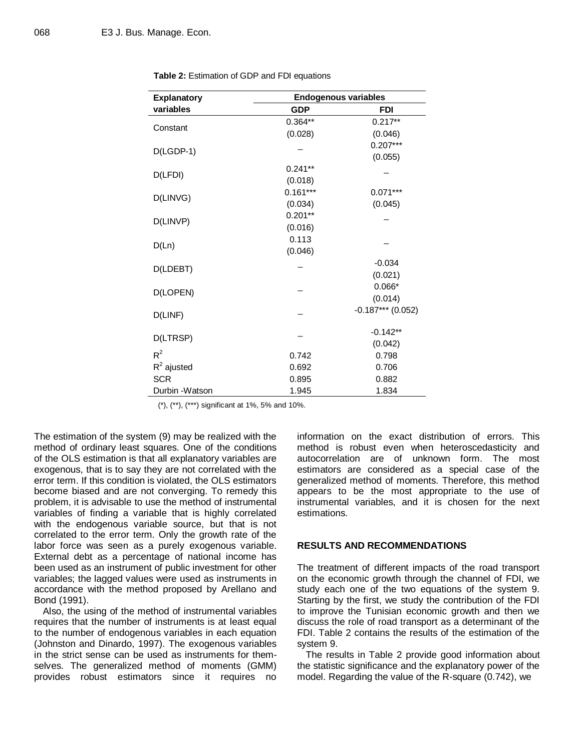**Table 2:** Estimation of GDP and FDI equations

| Explanatory variables | Endogenous variables | |
|---|---|---|
| | GDP | FDI |
| Constant | 0.364** (0.028) | 0.217** (0.046) |
| D(LGDP-1) | – | 0.207*** (0.055) |
| D(LFDI) | 0.241** (0.018) | – |
| D(LINVG) | 0.161*** (0.034) | 0.071*** (0.045) |
| D(LINVP) | 0.201** (0.016) | – |
| D(Ln) | 0.113 (0.046) | – |
| D(LDEBT) | – | -0.034 (0.021) |
| D(LOPEN) | – | 0.066* (0.014) |
| D(LINF) | – | -0.187*** (0.052) |
| D(LTRSP) | – | -0.142** (0.042) |
| $R^2$ | 0.742 | 0.798 |
| $R^2$ ajusted | 0.692 | 0.706 |
| SCR | 0.895 | 0.882 |
| Durbin -Watson | 1.945 | 1.834 |

(*), (**), (***) significant at 1%, 5% and 10%.

The estimation of the system (9) may be realized with the method of ordinary least squares. One of the conditions of the OLS estimation is that all explanatory variables are exogenous, that is to say they are not correlated with the error term. If this condition is violated, the OLS estimators become biased and are not converging. To remedy this problem, it is advisable to use the method of instrumental variables of finding a variable that is highly correlated with the endogenous variable source, but that is not correlated to the error term. Only the growth rate of the labor force was seen as a purely exogenous variable. External debt as a percentage of national income has been used as an instrument of public investment for other variables; the lagged values were used as instruments in accordance with the method proposed by Arellano and Bond (1991).

Also, the using of the method of instrumental variables requires that the number of instruments is at least equal to the number of endogenous variables in each equation (Johnston and Dinardo, 1997). The exogenous variables in the strict sense can be used as instruments for themselves. The generalized method of moments (GMM) provides robust estimators since it requires no information on the exact distribution of errors. This method is robust even when heteroscedasticity and autocorrelation are of unknown form. The most estimators are considered as a special case of the generalized method of moments. Therefore, this method appears to be the most appropriate to the use of instrumental variables, and it is chosen for the next estimations.

## RESULTS AND RECOMMENDATIONS

The treatment of different impacts of the road transport on the economic growth through the channel of FDI, we study each one of the two equations of the system 9. Starting by the first, we study the contribution of the FDI to improve the Tunisian economic growth and then we discuss the role of road transport as a determinant of the FDI. Table 2 contains the results of the estimation of the system 9.

The results in Table 2 provide good information about the statistic significance and the explanatory power of the model. Regarding the value of the R-square (0.742), we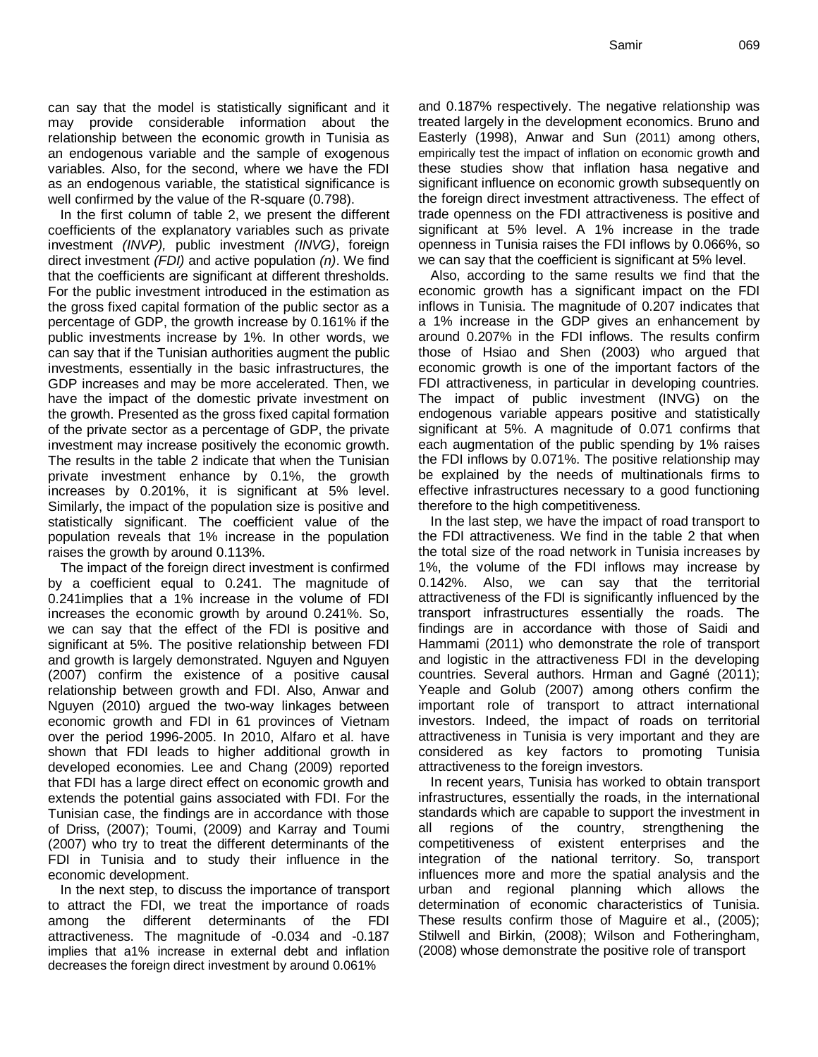can say that the model is statistically significant and it may provide considerable information about the relationship between the economic growth in Tunisia as an endogenous variable and the sample of exogenous variables. Also, for the second, where we have the FDI as an endogenous variable, the statistical significance is well confirmed by the value of the R-square (0.798).

In the first column of table 2, we present the different coefficients of the explanatory variables such as private investment *(INVP),* public investment *(INVG)*, foreign direct investment *(FDI)* and active population *(n)*. We find that the coefficients are significant at different thresholds. For the public investment introduced in the estimation as the gross fixed capital formation of the public sector as a percentage of GDP, the growth increase by 0.161% if the public investments increase by 1%. In other words, we can say that if the Tunisian authorities augment the public investments, essentially in the basic infrastructures, the GDP increases and may be more accelerated. Then, we have the impact of the domestic private investment on the growth. Presented as the gross fixed capital formation of the private sector as a percentage of GDP, the private investment may increase positively the economic growth. The results in the table 2 indicate that when the Tunisian private investment enhance by 0.1%, the growth increases by 0.201%, it is significant at 5% level. Similarly, the impact of the population size is positive and statistically significant. The coefficient value of the population reveals that 1% increase in the population raises the growth by around 0.113%.

The impact of the foreign direct investment is confirmed by a coefficient equal to 0.241. The magnitude of 0.241implies that a 1% increase in the volume of FDI increases the economic growth by around 0.241%. So, we can say that the effect of the FDI is positive and significant at 5%. The positive relationship between FDI and growth is largely demonstrated. Nguyen and Nguyen (2007) confirm the existence of a positive causal relationship between growth and FDI. Also, Anwar and Nguyen (2010) argued the two-way linkages between economic growth and FDI in 61 provinces of Vietnam over the period 1996-2005. In 2010, Alfaro et al. have shown that FDI leads to higher additional growth in developed economies. Lee and Chang (2009) reported that FDI has a large direct effect on economic growth and extends the potential gains associated with FDI. For the Tunisian case, the findings are in accordance with those of Driss, (2007); Toumi, (2009) and Karray and Toumi (2007) who try to treat the different determinants of the FDI in Tunisia and to study their influence in the economic development.

In the next step, to discuss the importance of transport to attract the FDI, we treat the importance of roads among the different determinants of the FDI attractiveness. The magnitude of -0.034 and -0.187 implies that a1% increase in external debt and inflation decreases the foreign direct investment by around 0.061% and 0.187% respectively. The negative relationship was treated largely in the development economics. Bruno and Easterly (1998), Anwar and Sun (2011) among others, empirically test the impact of inflation on economic growth and these studies show that inflation hasa negative and significant influence on economic growth subsequently on the foreign direct investment attractiveness. The effect of trade openness on the FDI attractiveness is positive and significant at 5% level. A 1% increase in the trade openness in Tunisia raises the FDI inflows by 0.066%, so we can say that the coefficient is significant at 5% level.

Also, according to the same results we find that the economic growth has a significant impact on the FDI inflows in Tunisia. The magnitude of 0.207 indicates that a 1% increase in the GDP gives an enhancement by around 0.207% in the FDI inflows. The results confirm those of Hsiao and Shen (2003) who argued that economic growth is one of the important factors of the FDI attractiveness, in particular in developing countries. The impact of public investment (INVG) on the endogenous variable appears positive and statistically significant at 5%. A magnitude of 0.071 confirms that each augmentation of the public spending by 1% raises the FDI inflows by 0.071%. The positive relationship may be explained by the needs of multinationals firms to effective infrastructures necessary to a good functioning therefore to the high competitiveness.

In the last step, we have the impact of road transport to the FDI attractiveness. We find in the table 2 that when the total size of the road network in Tunisia increases by 1%, the volume of the FDI inflows may increase by 0.142%. Also, we can say that the territorial attractiveness of the FDI is significantly influenced by the transport infrastructures essentially the roads. The findings are in accordance with those of Saidi and Hammami (2011) who demonstrate the role of transport and logistic in the attractiveness FDI in the developing countries. Several authors. Hrman and Gagné (2011); Yeaple and Golub (2007) among others confirm the important role of transport to attract international investors. Indeed, the impact of roads on territorial attractiveness in Tunisia is very important and they are considered as key factors to promoting Tunisia attractiveness to the foreign investors.

In recent years, Tunisia has worked to obtain transport infrastructures, essentially the roads, in the international standards which are capable to support the investment in all regions of the country, strengthening the competitiveness of existent enterprises and the integration of the national territory. So, transport influences more and more the spatial analysis and the urban and regional planning which allows the determination of economic characteristics of Tunisia. These results confirm those of Maguire et al., (2005); Stilwell and Birkin, (2008); Wilson and Fotheringham, (2008) whose demonstrate the positive role of transport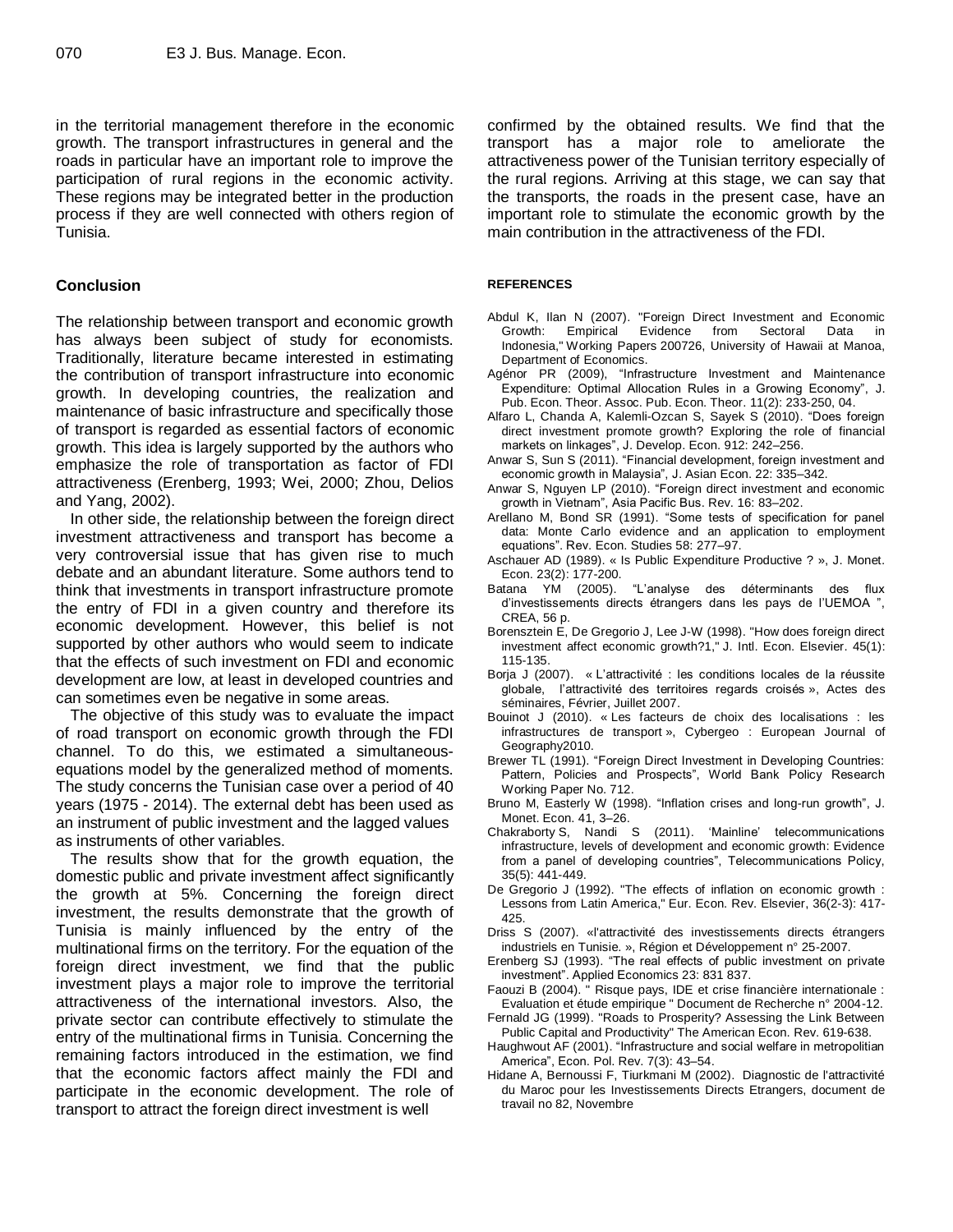in the territorial management therefore in the economic growth. The transport infrastructures in general and the roads in particular have an important role to improve the participation of rural regions in the economic activity. These regions may be integrated better in the production process if they are well connected with others region of Tunisia.

## Conclusion

The relationship between transport and economic growth has always been subject of study for economists. Traditionally, literature became interested in estimating the contribution of transport infrastructure into economic growth. In developing countries, the realization and maintenance of basic infrastructure and specifically those of transport is regarded as essential factors of economic growth. This idea is largely supported by the authors who emphasize the role of transportation as factor of FDI attractiveness (Erenberg, 1993; Wei, 2000; Zhou, Delios and Yang, 2002).

In other side, the relationship between the foreign direct investment attractiveness and transport has become a very controversial issue that has given rise to much debate and an abundant literature. Some authors tend to think that investments in transport infrastructure promote the entry of FDI in a given country and therefore its economic development. However, this belief is not supported by other authors who would seem to indicate that the effects of such investment on FDI and economic development are low, at least in developed countries and can sometimes even be negative in some areas.

The objective of this study was to evaluate the impact of road transport on economic growth through the FDI channel. To do this, we estimated a simultaneous-equations model by the generalized method of moments. The study concerns the Tunisian case over a period of 40 years (1975 - 2014). The external debt has been used as an instrument of public investment and the lagged values as instruments of other variables.

The results show that for the growth equation, the domestic public and private investment affect significantly the growth at 5%. Concerning the foreign direct investment, the results demonstrate that the growth of Tunisia is mainly influenced by the entry of the multinational firms on the territory. For the equation of the foreign direct investment, we find that the public investment plays a major role to improve the territorial attractiveness of the international investors. Also, the private sector can contribute effectively to stimulate the entry of the multinational firms in Tunisia. Concerning the remaining factors introduced in the estimation, we find that the economic factors affect mainly the FDI and participate in the economic development. The role of transport to attract the foreign direct investment is well confirmed by the obtained results. We find that the transport has a major role to ameliorate the attractiveness power of the Tunisian territory especially of the rural regions. Arriving at this stage, we can say that the transports, the roads in the present case, have an important role to stimulate the economic growth by the main contribution in the attractiveness of the FDI.

## REFERENCES

Abdul K, Ilan N (2007). "Foreign Direct Investment and Economic Growth: Empirical Evidence from Sectoral Data in Indonesia," Working Papers 200726, University of Hawaii at Manoa, Department of Economics.

Agénor PR (2009), "Infrastructure Investment and Maintenance Expenditure: Optimal Allocation Rules in a Growing Economy", J. Pub. Econ. Theor. Assoc. Pub. Econ. Theor. 11(2): 233-250, 04.

Alfaro L, Chanda A, Kalemli-Ozcan S, Sayek S (2010). "Does foreign direct investment promote growth? Exploring the role of financial markets on linkages", J. Develop. Econ. 912: 242–256.

Anwar S, Sun S (2011). "Financial development, foreign investment and economic growth in Malaysia", J. Asian Econ. 22: 335–342.

Anwar S, Nguyen LP (2010). "Foreign direct investment and economic growth in Vietnam", Asia Pacific Bus. Rev. 16: 83–202.

Arellano M, Bond SR (1991). "Some tests of specification for panel data: Monte Carlo evidence and an application to employment equations". Rev. Econ. Studies 58: 277–97.

Aschauer AD (1989). « Is Public Expenditure Productive ? », J. Monet. Econ. 23(2): 177-200.

Batana YM (2005). "L'analyse des déterminants des flux d'investissements directs étrangers dans les pays de l'UEMOA ", CREA, 56 p.

Borensztein E, De Gregorio J, Lee J-W (1998). "How does foreign direct investment affect economic growth?1," J. Intl. Econ. Elsevier. 45(1): 115-135.

Borja J (2007). « L'attractivité : les conditions locales de la réussite globale, l'attractivité des territoires regards croisés », Actes des séminaires, Février, Juillet 2007.

Bouinot J (2010). « Les facteurs de choix des localisations : les infrastructures de transport », Cybergeo : European Journal of Geography2010.

Brewer TL (1991). "Foreign Direct Investment in Developing Countries: Pattern, Policies and Prospects", World Bank Policy Research Working Paper No. 712.

Bruno M, Easterly W (1998). "Inflation crises and long-run growth", J. Monet. Econ. 41, 3–26.

Chakraborty S, Nandi S (2011). 'Mainline' telecommunications infrastructure, levels of development and economic growth: Evidence from a panel of developing countries", Telecommunications Policy, 35(5): 441-449.

De Gregorio J (1992). "The effects of inflation on economic growth : Lessons from Latin America," Eur. Econ. Rev. Elsevier, 36(2-3): 417-425.

Driss S (2007). «l'attractivité des investissements directs étrangers industriels en Tunisie. », Région et Développement n° 25-2007.

Erenberg SJ (1993). "The real effects of public investment on private investment". Applied Economics 23: 831 837.

Faouzi B (2004). " Risque pays, IDE et crise financière internationale : Evaluation et étude empirique " Document de Recherche n° 2004-12.

Fernald JG (1999). "Roads to Prosperity? Assessing the Link Between Public Capital and Productivity" The American Econ. Rev. 619-638.

Haughwout AF (2001). "Infrastructure and social welfare in metropolitan America", Econ. Pol. Rev. 7(3): 43–54.

Hidane A, Bernoussi F, Tiurkmani M (2002). Diagnostic de l'attractivité du Maroc pour les Investissements Directs Etrangers, document de travail no 82, Novembre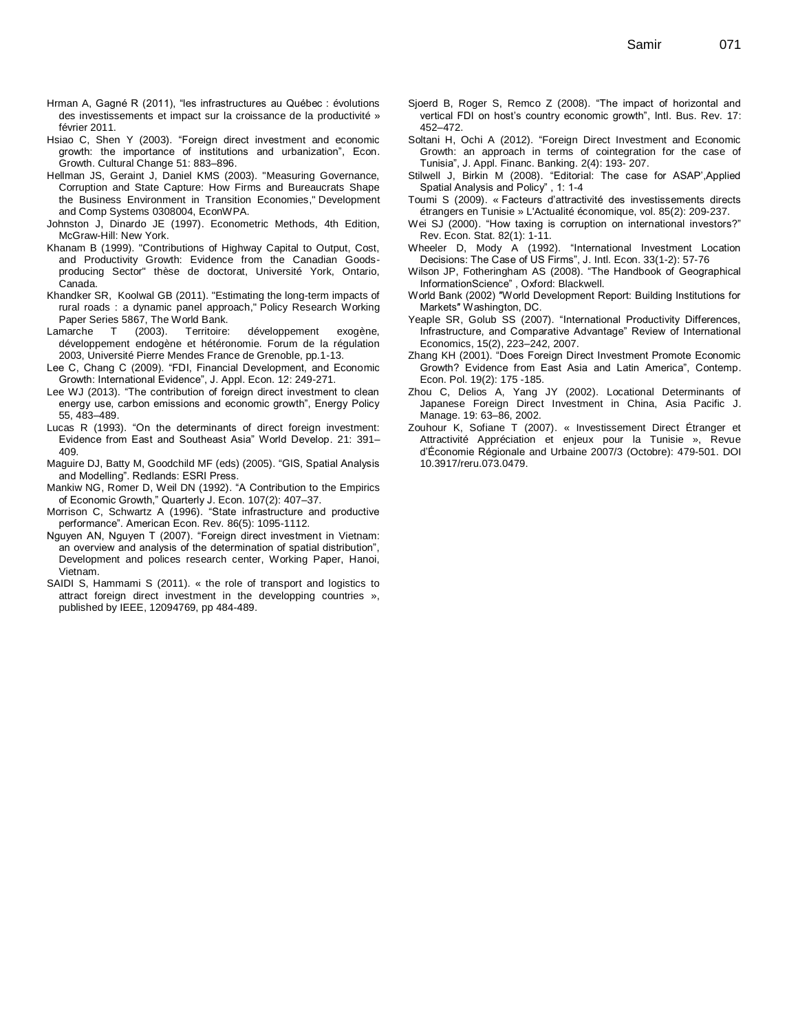Hrman A, Gagné R (2011), "les infrastructures au Québec : évolutions des investissements et impact sur la croissance de la productivité » février 2011.

Hsiao C, Shen Y (2003). "Foreign direct investment and economic growth: the importance of institutions and urbanization", Econ. Growth. Cultural Change 51: 883–896.

Hellman JS, Geraint J, Daniel KMS (2003). "Measuring Governance, Corruption and State Capture: How Firms and Bureaucrats Shape the Business Environment in Transition Economies," Development and Comp Systems 0308004, EconWPA.

Johnston J, Dinardo JE (1997). Econometric Methods, 4th Edition, McGraw-Hill: New York.

Khanam B (1999). "Contributions of Highway Capital to Output, Cost, and Productivity Growth: Evidence from the Canadian Goods-producing Sector" thèse de doctorat, Université York, Ontario, Canada.

Khandker SR, Koolwal GB (2011). "Estimating the long-term impacts of rural roads : a dynamic panel approach," Policy Research Working Paper Series 5867, The World Bank.

Lamarche T (2003). Territoire: développement exogène, développement endogène et hétéronomie. Forum de la régulation 2003, Université Pierre Mendes France de Grenoble, pp.1-13.

Lee C, Chang C (2009). "FDI, Financial Development, and Economic Growth: International Evidence", J. Appl. Econ. 12: 249-271.

Lee WJ (2013). "The contribution of foreign direct investment to clean energy use, carbon emissions and economic growth", Energy Policy 55, 483–489.

Lucas R (1993). "On the determinants of direct foreign investment: Evidence from East and Southeast Asia" World Develop. 21: 391–409.

Maguire DJ, Batty M, Goodchild MF (eds) (2005). "GIS, Spatial Analysis and Modelling". Redlands: ESRI Press.

Mankiw NG, Romer D, Weil DN (1992). "A Contribution to the Empirics of Economic Growth," Quarterly J. Econ. 107(2): 407–37.

Morrison C, Schwartz A (1996). "State infrastructure and productive performance". American Econ. Rev. 86(5): 1095-1112.

Nguyen AN, Nguyen T (2007). "Foreign direct investment in Vietnam: an overview and analysis of the determination of spatial distribution", Development and polices research center, Working Paper, Hanoi, Vietnam.

SAIDI S, Hammami S (2011). « the role of transport and logistics to attract foreign direct investment in the developping countries », published by IEEE, 12094769, pp 484-489.

Sjoerd B, Roger S, Remco Z (2008). "The impact of horizontal and vertical FDI on host's country economic growth", Intl. Bus. Rev. 17: 452–472.

Soltani H, Ochi A (2012). "Foreign Direct Investment and Economic Growth: an approach in terms of cointegration for the case of Tunisia", J. Appl. Financ. Banking. 2(4): 193- 207.

Stilwell J, Birkin M (2008). "Editorial: The case for ASAP',Applied Spatial Analysis and Policy" , 1: 1-4

Toumi S (2009). « Facteurs d'attractivité des investissements directs étrangers en Tunisie » L'Actualité économique, vol. 85(2): 209-237.

Wei SJ (2000). "How taxing is corruption on international investors?" Rev. Econ. Stat. 82(1): 1-11.

Wheeler D, Mody A (1992). "International Investment Location Decisions: The Case of US Firms", J. Intl. Econ. 33(1-2): 57-76

Wilson JP, Fotheringham AS (2008). "The Handbook of Geographical InformationScience" , Oxford: Blackwell.

World Bank (2002) "World Development Report: Building Institutions for Markets" Washington, DC.

Yeaple SR, Golub SS (2007). "International Productivity Differences, Infrastructure, and Comparative Advantage" Review of International Economics, 15(2), 223–242, 2007.

Zhang KH (2001). "Does Foreign Direct Investment Promote Economic Growth? Evidence from East Asia and Latin America", Contemp. Econ. Pol. 19(2): 175 -185.

Zhou C, Delios A, Yang JY (2002). Locational Determinants of Japanese Foreign Direct Investment in China, Asia Pacific J. Manage. 19: 63–86, 2002.

Zouhour K, Sofiane T (2007). « Investissement Direct Étranger et Attractivité Appréciation et enjeux pour la Tunisie », Revue d'Économie Régionale and Urbaine 2007/3 (Octobre): 479-501. DOI 10.3917/reru.073.0479.